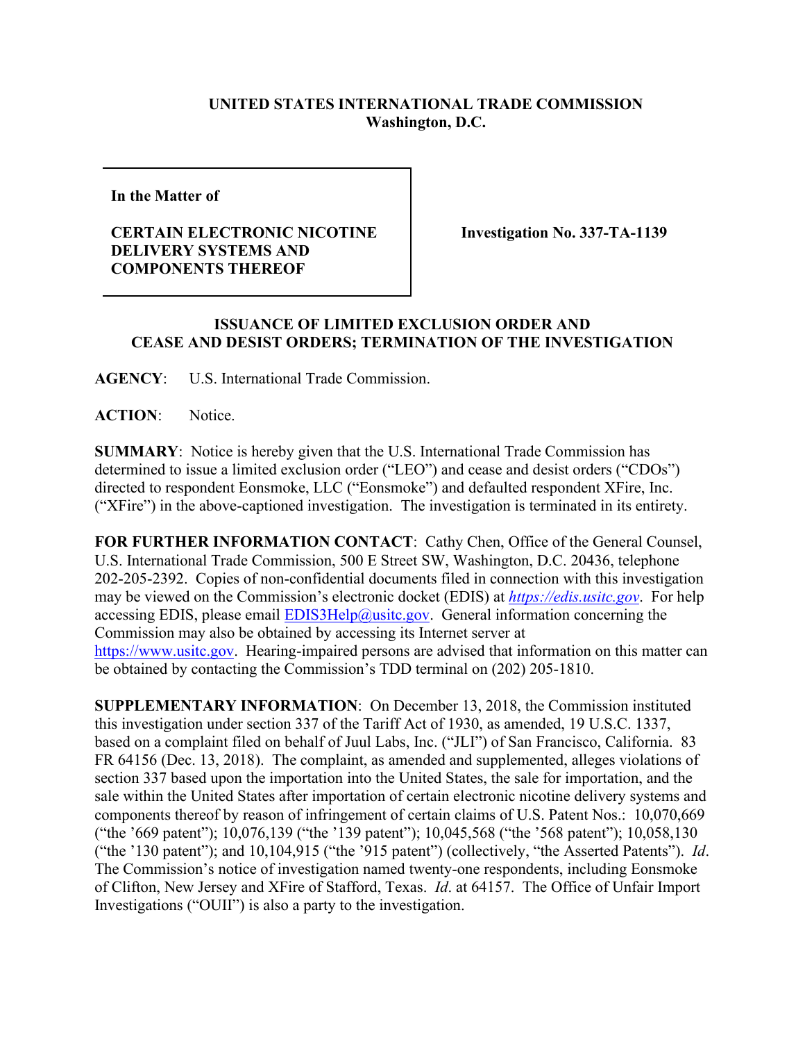**UNITED STATES INTERNATIONAL TRADE COMMISSION**
**Washington, D.C.**

| In the Matter of<br><br>**CERTAIN ELECTRONIC NICOTINE DELIVERY SYSTEMS AND COMPONENTS THEREOF** | **Investigation No. 337-TA-1139** |
|---|---|

**ISSUANCE OF LIMITED EXCLUSION ORDER AND CEASE AND DESIST ORDERS; TERMINATION OF THE INVESTIGATION**

**AGENCY**: U.S. International Trade Commission.

**ACTION**: Notice.

**SUMMARY**: Notice is hereby given that the U.S. International Trade Commission has determined to issue a limited exclusion order ("LEO") and cease and desist orders ("CDOs") directed to respondent Eonsmoke, LLC ("Eonsmoke") and defaulted respondent XFire, Inc. ("XFire") in the above-captioned investigation. The investigation is terminated in its entirety.

**FOR FURTHER INFORMATION CONTACT**: Cathy Chen, Office of the General Counsel, U.S. International Trade Commission, 500 E Street SW, Washington, D.C. 20436, telephone 202-205-2392. Copies of non-confidential documents filed in connection with this investigation may be viewed on the Commission's electronic docket (EDIS) at *https://edis.usitc.gov*. For help accessing EDIS, please email EDIS3Help@usitc.gov. General information concerning the Commission may also be obtained by accessing its Internet server at https://www.usitc.gov. Hearing-impaired persons are advised that information on this matter can be obtained by contacting the Commission's TDD terminal on (202) 205-1810.

**SUPPLEMENTARY INFORMATION**: On December 13, 2018, the Commission instituted this investigation under section 337 of the Tariff Act of 1930, as amended, 19 U.S.C. 1337, based on a complaint filed on behalf of Juul Labs, Inc. ("JLI") of San Francisco, California. 83 FR 64156 (Dec. 13, 2018). The complaint, as amended and supplemented, alleges violations of section 337 based upon the importation into the United States, the sale for importation, and the sale within the United States after importation of certain electronic nicotine delivery systems and components thereof by reason of infringement of certain claims of U.S. Patent Nos.: 10,070,669 ("the '669 patent"); 10,076,139 ("the '139 patent"); 10,045,568 ("the '568 patent"); 10,058,130 ("the '130 patent"); and 10,104,915 ("the '915 patent") (collectively, "the Asserted Patents"). *Id*. The Commission's notice of investigation named twenty-one respondents, including Eonsmoke of Clifton, New Jersey and XFire of Stafford, Texas. *Id*. at 64157. The Office of Unfair Import Investigations ("OUII") is also a party to the investigation.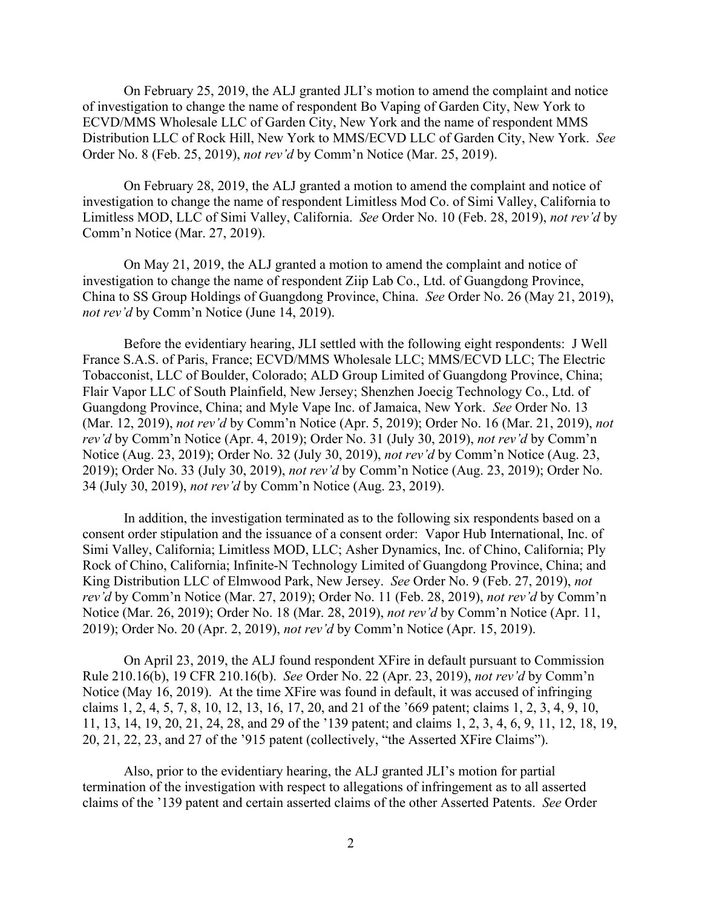On February 25, 2019, the ALJ granted JLI's motion to amend the complaint and notice of investigation to change the name of respondent Bo Vaping of Garden City, New York to ECVD/MMS Wholesale LLC of Garden City, New York and the name of respondent MMS Distribution LLC of Rock Hill, New York to MMS/ECVD LLC of Garden City, New York. *See* Order No. 8 (Feb. 25, 2019), *not rev'd* by Comm'n Notice (Mar. 25, 2019).

On February 28, 2019, the ALJ granted a motion to amend the complaint and notice of investigation to change the name of respondent Limitless Mod Co. of Simi Valley, California to Limitless MOD, LLC of Simi Valley, California. *See* Order No. 10 (Feb. 28, 2019), *not rev'd* by Comm'n Notice (Mar. 27, 2019).

On May 21, 2019, the ALJ granted a motion to amend the complaint and notice of investigation to change the name of respondent Ziip Lab Co., Ltd. of Guangdong Province, China to SS Group Holdings of Guangdong Province, China. *See* Order No. 26 (May 21, 2019), *not rev'd* by Comm'n Notice (June 14, 2019).

Before the evidentiary hearing, JLI settled with the following eight respondents: J Well France S.A.S. of Paris, France; ECVD/MMS Wholesale LLC; MMS/ECVD LLC; The Electric Tobacconist, LLC of Boulder, Colorado; ALD Group Limited of Guangdong Province, China; Flair Vapor LLC of South Plainfield, New Jersey; Shenzhen Joecig Technology Co., Ltd. of Guangdong Province, China; and Myle Vape Inc. of Jamaica, New York. *See* Order No. 13 (Mar. 12, 2019), *not rev'd* by Comm'n Notice (Apr. 5, 2019); Order No. 16 (Mar. 21, 2019), *not rev'd* by Comm'n Notice (Apr. 4, 2019); Order No. 31 (July 30, 2019), *not rev'd* by Comm'n Notice (Aug. 23, 2019); Order No. 32 (July 30, 2019), *not rev'd* by Comm'n Notice (Aug. 23, 2019); Order No. 33 (July 30, 2019), *not rev'd* by Comm'n Notice (Aug. 23, 2019); Order No. 34 (July 30, 2019), *not rev'd* by Comm'n Notice (Aug. 23, 2019).

In addition, the investigation terminated as to the following six respondents based on a consent order stipulation and the issuance of a consent order: Vapor Hub International, Inc. of Simi Valley, California; Limitless MOD, LLC; Asher Dynamics, Inc. of Chino, California; Ply Rock of Chino, California; Infinite-N Technology Limited of Guangdong Province, China; and King Distribution LLC of Elmwood Park, New Jersey. *See* Order No. 9 (Feb. 27, 2019), *not rev'd* by Comm'n Notice (Mar. 27, 2019); Order No. 11 (Feb. 28, 2019), *not rev'd* by Comm'n Notice (Mar. 26, 2019); Order No. 18 (Mar. 28, 2019), *not rev'd* by Comm'n Notice (Apr. 11, 2019); Order No. 20 (Apr. 2, 2019), *not rev'd* by Comm'n Notice (Apr. 15, 2019).

On April 23, 2019, the ALJ found respondent XFire in default pursuant to Commission Rule 210.16(b), 19 CFR 210.16(b). *See* Order No. 22 (Apr. 23, 2019), *not rev'd* by Comm'n Notice (May 16, 2019). At the time XFire was found in default, it was accused of infringing claims 1, 2, 4, 5, 7, 8, 10, 12, 13, 16, 17, 20, and 21 of the '669 patent; claims 1, 2, 3, 4, 9, 10, 11, 13, 14, 19, 20, 21, 24, 28, and 29 of the '139 patent; and claims 1, 2, 3, 4, 6, 9, 11, 12, 18, 19, 20, 21, 22, 23, and 27 of the '915 patent (collectively, "the Asserted XFire Claims").

Also, prior to the evidentiary hearing, the ALJ granted JLI's motion for partial termination of the investigation with respect to allegations of infringement as to all asserted claims of the '139 patent and certain asserted claims of the other Asserted Patents. *See* Order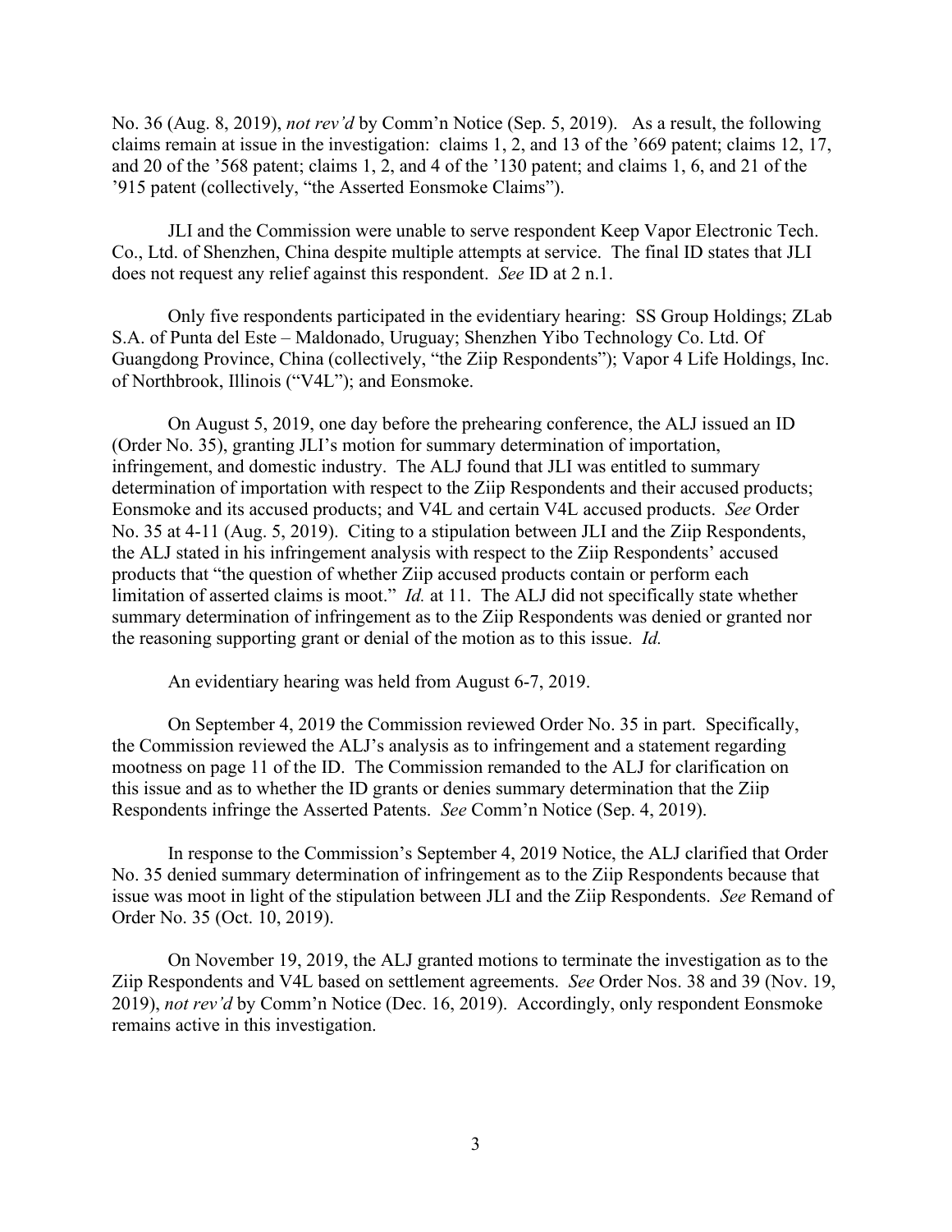No. 36 (Aug. 8, 2019), *not rev'd* by Comm'n Notice (Sep. 5, 2019). As a result, the following claims remain at issue in the investigation: claims 1, 2, and 13 of the '669 patent; claims 12, 17, and 20 of the '568 patent; claims 1, 2, and 4 of the '130 patent; and claims 1, 6, and 21 of the '915 patent (collectively, "the Asserted Eonsmoke Claims").

JLI and the Commission were unable to serve respondent Keep Vapor Electronic Tech. Co., Ltd. of Shenzhen, China despite multiple attempts at service. The final ID states that JLI does not request any relief against this respondent. *See* ID at 2 n.1.

Only five respondents participated in the evidentiary hearing: SS Group Holdings; ZLab S.A. of Punta del Este – Maldonado, Uruguay; Shenzhen Yibo Technology Co. Ltd. Of Guangdong Province, China (collectively, "the Ziip Respondents"); Vapor 4 Life Holdings, Inc. of Northbrook, Illinois ("V4L"); and Eonsmoke.

On August 5, 2019, one day before the prehearing conference, the ALJ issued an ID (Order No. 35), granting JLI's motion for summary determination of importation, infringement, and domestic industry. The ALJ found that JLI was entitled to summary determination of importation with respect to the Ziip Respondents and their accused products; Eonsmoke and its accused products; and V4L and certain V4L accused products. *See* Order No. 35 at 4-11 (Aug. 5, 2019). Citing to a stipulation between JLI and the Ziip Respondents, the ALJ stated in his infringement analysis with respect to the Ziip Respondents' accused products that "the question of whether Ziip accused products contain or perform each limitation of asserted claims is moot." *Id.* at 11. The ALJ did not specifically state whether summary determination of infringement as to the Ziip Respondents was denied or granted nor the reasoning supporting grant or denial of the motion as to this issue. *Id.*

An evidentiary hearing was held from August 6-7, 2019.

On September 4, 2019 the Commission reviewed Order No. 35 in part. Specifically, the Commission reviewed the ALJ's analysis as to infringement and a statement regarding mootness on page 11 of the ID. The Commission remanded to the ALJ for clarification on this issue and as to whether the ID grants or denies summary determination that the Ziip Respondents infringe the Asserted Patents. *See* Comm'n Notice (Sep. 4, 2019).

In response to the Commission's September 4, 2019 Notice, the ALJ clarified that Order No. 35 denied summary determination of infringement as to the Ziip Respondents because that issue was moot in light of the stipulation between JLI and the Ziip Respondents. *See* Remand of Order No. 35 (Oct. 10, 2019).

On November 19, 2019, the ALJ granted motions to terminate the investigation as to the Ziip Respondents and V4L based on settlement agreements. *See* Order Nos. 38 and 39 (Nov. 19, 2019), *not rev'd* by Comm'n Notice (Dec. 16, 2019). Accordingly, only respondent Eonsmoke remains active in this investigation.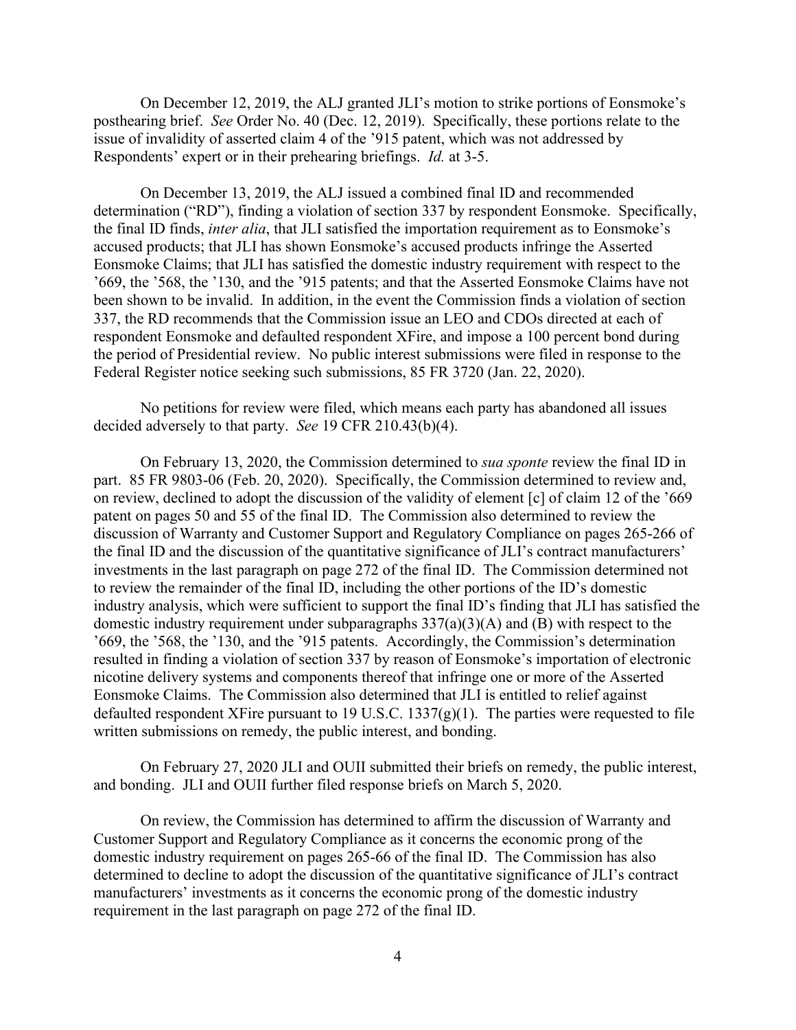On December 12, 2019, the ALJ granted JLI's motion to strike portions of Eonsmoke's posthearing brief. *See* Order No. 40 (Dec. 12, 2019). Specifically, these portions relate to the issue of invalidity of asserted claim 4 of the '915 patent, which was not addressed by Respondents' expert or in their prehearing briefings. *Id.* at 3-5.

On December 13, 2019, the ALJ issued a combined final ID and recommended determination ("RD"), finding a violation of section 337 by respondent Eonsmoke. Specifically, the final ID finds, *inter alia*, that JLI satisfied the importation requirement as to Eonsmoke's accused products; that JLI has shown Eonsmoke's accused products infringe the Asserted Eonsmoke Claims; that JLI has satisfied the domestic industry requirement with respect to the '669, the '568, the '130, and the '915 patents; and that the Asserted Eonsmoke Claims have not been shown to be invalid. In addition, in the event the Commission finds a violation of section 337, the RD recommends that the Commission issue an LEO and CDOs directed at each of respondent Eonsmoke and defaulted respondent XFire, and impose a 100 percent bond during the period of Presidential review. No public interest submissions were filed in response to the Federal Register notice seeking such submissions, 85 FR 3720 (Jan. 22, 2020).

No petitions for review were filed, which means each party has abandoned all issues decided adversely to that party. *See* 19 CFR 210.43(b)(4).

On February 13, 2020, the Commission determined to *sua sponte* review the final ID in part. 85 FR 9803-06 (Feb. 20, 2020). Specifically, the Commission determined to review and, on review, declined to adopt the discussion of the validity of element [c] of claim 12 of the '669 patent on pages 50 and 55 of the final ID. The Commission also determined to review the discussion of Warranty and Customer Support and Regulatory Compliance on pages 265-266 of the final ID and the discussion of the quantitative significance of JLI's contract manufacturers' investments in the last paragraph on page 272 of the final ID. The Commission determined not to review the remainder of the final ID, including the other portions of the ID's domestic industry analysis, which were sufficient to support the final ID's finding that JLI has satisfied the domestic industry requirement under subparagraphs 337(a)(3)(A) and (B) with respect to the '669, the '568, the '130, and the '915 patents. Accordingly, the Commission's determination resulted in finding a violation of section 337 by reason of Eonsmoke's importation of electronic nicotine delivery systems and components thereof that infringe one or more of the Asserted Eonsmoke Claims. The Commission also determined that JLI is entitled to relief against defaulted respondent XFire pursuant to 19 U.S.C. 1337(g)(1). The parties were requested to file written submissions on remedy, the public interest, and bonding.

On February 27, 2020 JLI and OUII submitted their briefs on remedy, the public interest, and bonding. JLI and OUII further filed response briefs on March 5, 2020.

On review, the Commission has determined to affirm the discussion of Warranty and Customer Support and Regulatory Compliance as it concerns the economic prong of the domestic industry requirement on pages 265-66 of the final ID. The Commission has also determined to decline to adopt the discussion of the quantitative significance of JLI's contract manufacturers' investments as it concerns the economic prong of the domestic industry requirement in the last paragraph on page 272 of the final ID.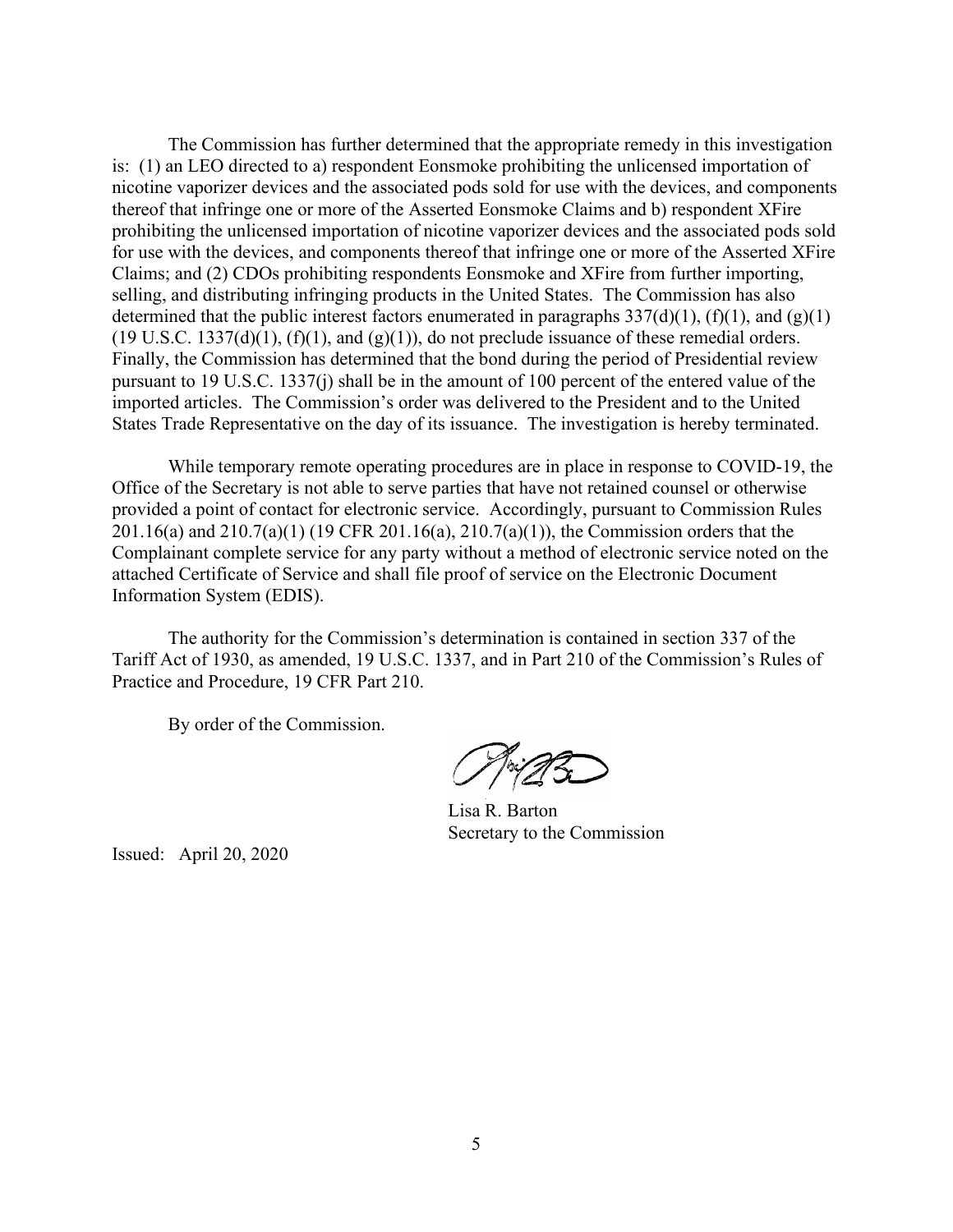The Commission has further determined that the appropriate remedy in this investigation is: (1) an LEO directed to a) respondent Eonsmoke prohibiting the unlicensed importation of nicotine vaporizer devices and the associated pods sold for use with the devices, and components thereof that infringe one or more of the Asserted Eonsmoke Claims and b) respondent XFire prohibiting the unlicensed importation of nicotine vaporizer devices and the associated pods sold for use with the devices, and components thereof that infringe one or more of the Asserted XFire Claims; and (2) CDOs prohibiting respondents Eonsmoke and XFire from further importing, selling, and distributing infringing products in the United States. The Commission has also determined that the public interest factors enumerated in paragraphs 337(d)(1), (f)(1), and (g)(1) (19 U.S.C. 1337(d)(1), (f)(1), and (g)(1)), do not preclude issuance of these remedial orders. Finally, the Commission has determined that the bond during the period of Presidential review pursuant to 19 U.S.C. 1337(j) shall be in the amount of 100 percent of the entered value of the imported articles. The Commission's order was delivered to the President and to the United States Trade Representative on the day of its issuance. The investigation is hereby terminated.

While temporary remote operating procedures are in place in response to COVID-19, the Office of the Secretary is not able to serve parties that have not retained counsel or otherwise provided a point of contact for electronic service. Accordingly, pursuant to Commission Rules 201.16(a) and 210.7(a)(1) (19 CFR 201.16(a), 210.7(a)(1)), the Commission orders that the Complainant complete service for any party without a method of electronic service noted on the attached Certificate of Service and shall file proof of service on the Electronic Document Information System (EDIS).

The authority for the Commission's determination is contained in section 337 of the Tariff Act of 1930, as amended, 19 U.S.C. 1337, and in Part 210 of the Commission's Rules of Practice and Procedure, 19 CFR Part 210.

By order of the Commission.

Lisa R. Barton
Secretary to the Commission

Issued: April 20, 2020